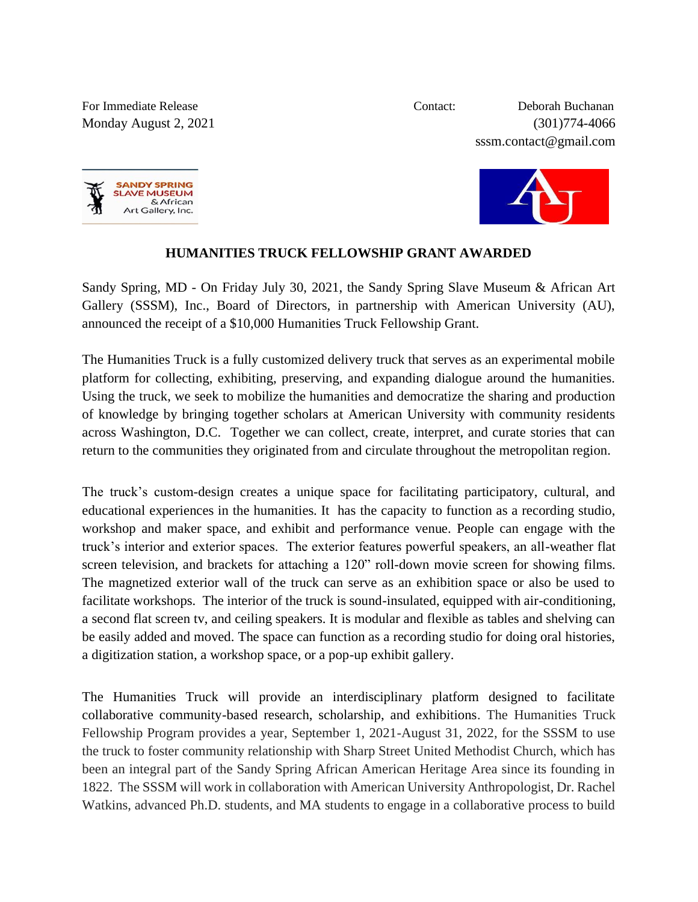For Immediate Release
Monday August 2, 2021

Contact: Deborah Buchanan
(301)774-4066
sssm.contact@gmail.com

## HUMANITIES TRUCK FELLOWSHIP GRANT AWARDED

Sandy Spring, MD - On Friday July 30, 2021, the Sandy Spring Slave Museum & African Art Gallery (SSSM), Inc., Board of Directors, in partnership with American University (AU), announced the receipt of a $10,000 Humanities Truck Fellowship Grant.

The Humanities Truck is a fully customized delivery truck that serves as an experimental mobile platform for collecting, exhibiting, preserving, and expanding dialogue around the humanities. Using the truck, we seek to mobilize the humanities and democratize the sharing and production of knowledge by bringing together scholars at American University with community residents across Washington, D.C. Together we can collect, create, interpret, and curate stories that can return to the communities they originated from and circulate throughout the metropolitan region.

The truck's custom-design creates a unique space for facilitating participatory, cultural, and educational experiences in the humanities. It has the capacity to function as a recording studio, workshop and maker space, and exhibit and performance venue. People can engage with the truck's interior and exterior spaces. The exterior features powerful speakers, an all-weather flat screen television, and brackets for attaching a 120" roll-down movie screen for showing films. The magnetized exterior wall of the truck can serve as an exhibition space or also be used to facilitate workshops. The interior of the truck is sound-insulated, equipped with air-conditioning, a second flat screen tv, and ceiling speakers. It is modular and flexible as tables and shelving can be easily added and moved. The space can function as a recording studio for doing oral histories, a digitization station, a workshop space, or a pop-up exhibit gallery.

The Humanities Truck will provide an interdisciplinary platform designed to facilitate collaborative community-based research, scholarship, and exhibitions. The Humanities Truck Fellowship Program provides a year, September 1, 2021-August 31, 2022, for the SSSM to use the truck to foster community relationship with Sharp Street United Methodist Church, which has been an integral part of the Sandy Spring African American Heritage Area since its founding in 1822. The SSSM will work in collaboration with American University Anthropologist, Dr. Rachel Watkins, advanced Ph.D. students, and MA students to engage in a collaborative process to build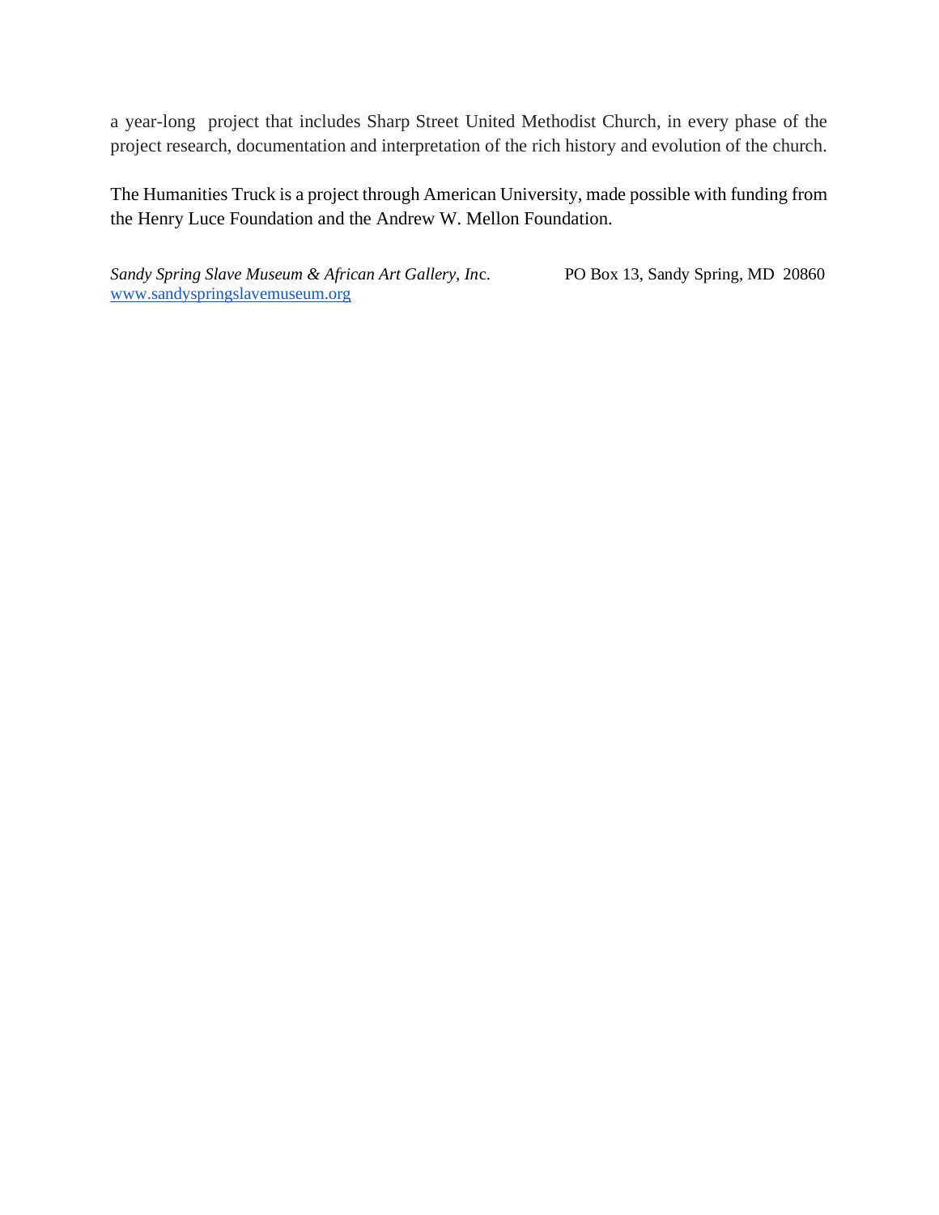a year-long project that includes Sharp Street United Methodist Church, in every phase of the project research, documentation and interpretation of the rich history and evolution of the church.

The Humanities Truck is a project through American University, made possible with funding from the Henry Luce Foundation and the Andrew W. Mellon Foundation.

*Sandy Spring Slave Museum & African Art Gallery, Inc.* PO Box 13, Sandy Spring, MD 20860
www.sandyspringslavemuseum.org